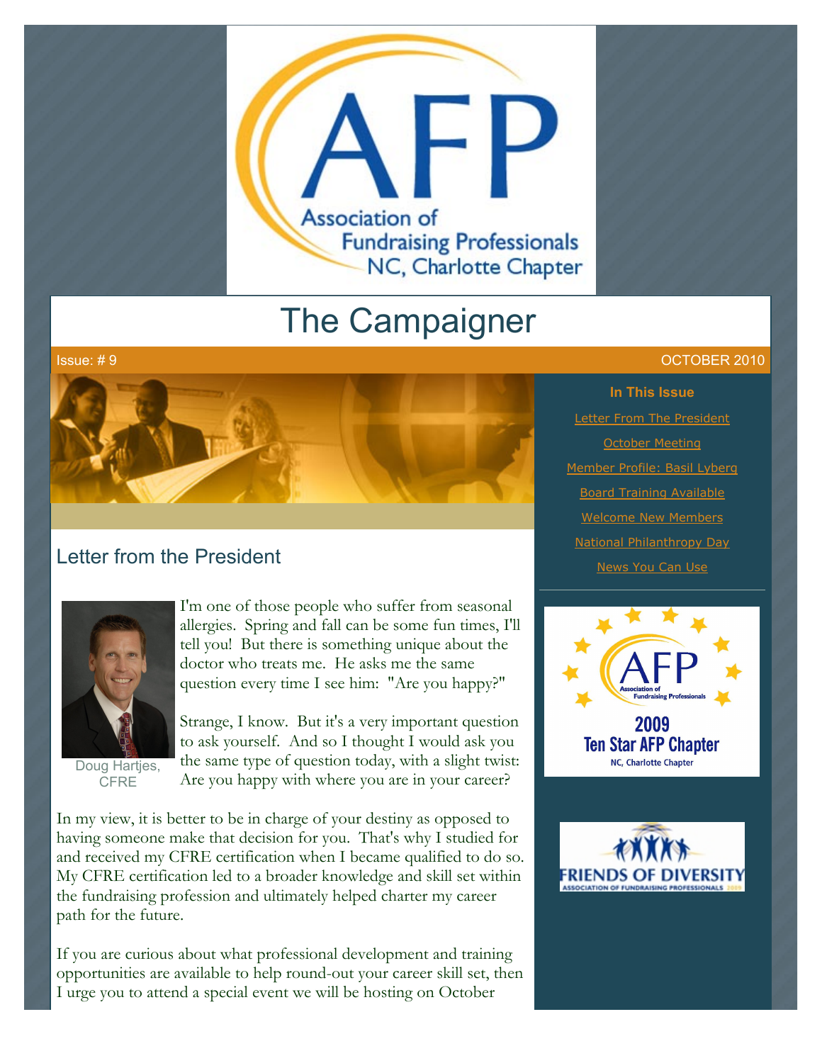# The Campaigner

Issue: # 9

OCTOBER 2010

**In This Issue**

Letter From The President

October Meeting

Member Profile: Basil Lyberg

Board Training Available

Welcome New Members

National Philanthropy Day

News You Can Use

## Letter from the President

Doug Hartjes, CFRE

I'm one of those people who suffer from seasonal allergies. Spring and fall can be some fun times, I'll tell you! But there is something unique about the doctor who treats me. He asks me the same question every time I see him: "Are you happy?"

Strange, I know. But it's a very important question to ask yourself. And so I thought I would ask you the same type of question today, with a slight twist: Are you happy with where you are in your career?

In my view, it is better to be in charge of your destiny as opposed to having someone make that decision for you. That's why I studied for and received my CFRE certification when I became qualified to do so. My CFRE certification led to a broader knowledge and skill set within the fundraising profession and ultimately helped charter my career path for the future.

If you are curious about what professional development and training opportunities are available to help round-out your career skill set, then I urge you to attend a special event we will be hosting on October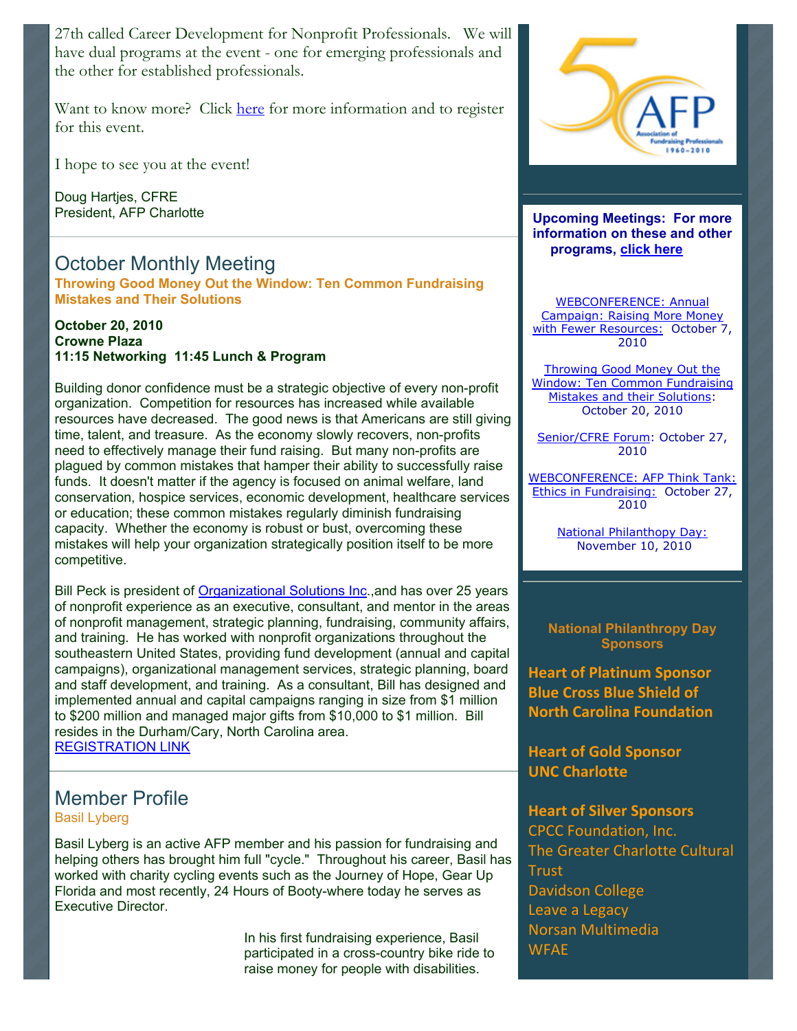27th called Career Development for Nonprofit Professionals. We will have dual programs at the event - one for emerging professionals and the other for established professionals.

Want to know more? Click here for more information and to register for this event.

I hope to see you at the event!

Doug Hartjes, CFRE
President, AFP Charlotte

## October Monthly Meeting

**Throwing Good Money Out the Window: Ten Common Fundraising Mistakes and Their Solutions**

**October 20, 2010**
**Crowne Plaza**
**11:15 Networking 11:45 Lunch & Program**

Building donor confidence must be a strategic objective of every non-profit organization. Competition for resources has increased while available resources have decreased. The good news is that Americans are still giving time, talent, and treasure. As the economy slowly recovers, non-profits need to effectively manage their fund raising. But many non-profits are plagued by common mistakes that hamper their ability to successfully raise funds. It doesn't matter if the agency is focused on animal welfare, land conservation, hospice services, economic development, healthcare services or education; these common mistakes regularly diminish fundraising capacity. Whether the economy is robust or bust, overcoming these mistakes will help your organization strategically position itself to be more competitive.

Bill Peck is president of Organizational Solutions Inc.,and has over 25 years of nonprofit experience as an executive, consultant, and mentor in the areas of nonprofit management, strategic planning, fundraising, community affairs, and training. He has worked with nonprofit organizations throughout the southeastern United States, providing fund development (annual and capital campaigns), organizational management services, strategic planning, board and staff development, and training. As a consultant, Bill has designed and implemented annual and capital campaigns ranging in size from $1 million to $200 million and managed major gifts from $10,000 to $1 million. Bill resides in the Durham/Cary, North Carolina area.
REGISTRATION LINK

## Member Profile

Basil Lyberg

Basil Lyberg is an active AFP member and his passion for fundraising and helping others has brought him full "cycle." Throughout his career, Basil has worked with charity cycling events such as the Journey of Hope, Gear Up Florida and most recently, 24 Hours of Booty-where today he serves as Executive Director.

In his first fundraising experience, Basil participated in a cross-country bike ride to raise money for people with disabilities.

**Upcoming Meetings: For more information on these and other programs, click here**

WEBCONFERENCE: Annual Campaign: Raising More Money with Fewer Resources: October 7, 2010

Throwing Good Money Out the Window: Ten Common Fundraising Mistakes and their Solutions: October 20, 2010

Senior/CFRE Forum: October 27, 2010

WEBCONFERENCE: AFP Think Tank: Ethics in Fundraising: October 27, 2010

National Philanthopy Day: November 10, 2010

**National Philanthropy Day Sponsors**

**Heart of Platinum Sponsor**
**Blue Cross Blue Shield of North Carolina Foundation**

**Heart of Gold Sponsor**
**UNC Charlotte**

**Heart of Silver Sponsors**
CPCC Foundation, Inc.
The Greater Charlotte Cultural Trust
Davidson College
Leave a Legacy
Norsan Multimedia
WFAE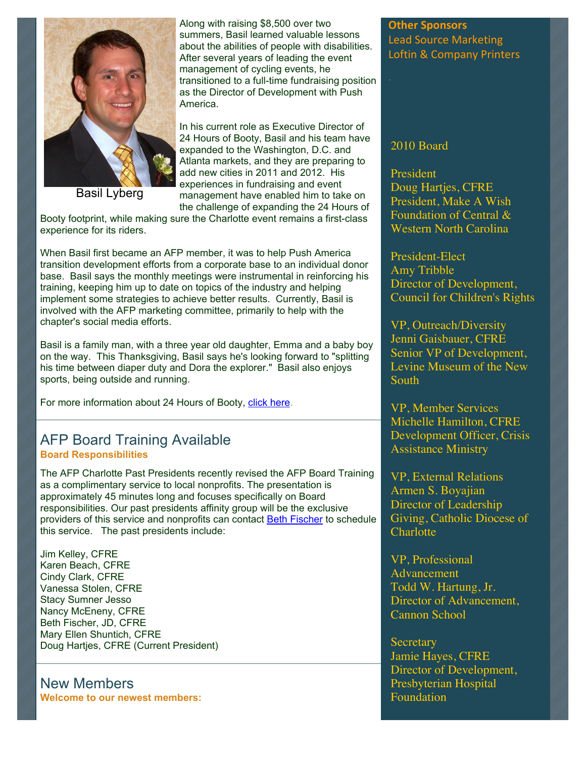Basil Lyberg

Along with raising $8,500 over two summers, Basil learned valuable lessons about the abilities of people with disabilities. After several years of leading the event management of cycling events, he transitioned to a full-time fundraising position as the Director of Development with Push America.

In his current role as Executive Director of 24 Hours of Booty, Basil and his team have expanded to the Washington, D.C. and Atlanta markets, and they are preparing to add new cities in 2011 and 2012. His experiences in fundraising and event management have enabled him to take on the challenge of expanding the 24 Hours of Booty footprint, while making sure the Charlotte event remains a first-class experience for its riders.

When Basil first became an AFP member, it was to help Push America transition development efforts from a corporate base to an individual donor base. Basil says the monthly meetings were instrumental in reinforcing his training, keeping him up to date on topics of the industry and helping implement some strategies to achieve better results. Currently, Basil is involved with the AFP marketing committee, primarily to help with the chapter's social media efforts.

Basil is a family man, with a three year old daughter, Emma and a baby boy on the way. This Thanksgiving, Basil says he's looking forward to "splitting his time between diaper duty and Dora the explorer." Basil also enjoys sports, being outside and running.

For more information about 24 Hours of Booty, click here.

## AFP Board Training Available

**Board Responsibilities**

The AFP Charlotte Past Presidents recently revised the AFP Board Training as a complimentary service to local nonprofits. The presentation is approximately 45 minutes long and focuses specifically on Board responsibilities. Our past presidents affinity group will be the exclusive providers of this service and nonprofits can contact Beth Fischer to schedule this service. The past presidents include:

Jim Kelley, CFRE
Karen Beach, CFRE
Cindy Clark, CFRE
Vanessa Stolen, CFRE
Stacy Sumner Jesso
Nancy McEneny, CFRE
Beth Fischer, JD, CFRE
Mary Ellen Shuntich, CFRE
Doug Hartjes, CFRE (Current President)

## New Members

**Welcome to our newest members:**

**Other Sponsors**
Lead Source Marketing
Loftin & Company Printers

2010 Board

President
Doug Hartjes, CFRE
President, Make A Wish Foundation of Central & Western North Carolina

President-Elect
Amy Tribble
Director of Development, Council for Children's Rights

VP, Outreach/Diversity
Jenni Gaisbauer, CFRE
Senior VP of Development, Levine Museum of the New South

VP, Member Services
Michelle Hamilton, CFRE
Development Officer, Crisis Assistance Ministry

VP, External Relations
Armen S. Boyajian
Director of Leadership Giving, Catholic Diocese of Charlotte

VP, Professional Advancement
Todd W. Hartung, Jr.
Director of Advancement, Cannon School

Secretary
Jamie Hayes, CFRE
Director of Development, Presbyterian Hospital Foundation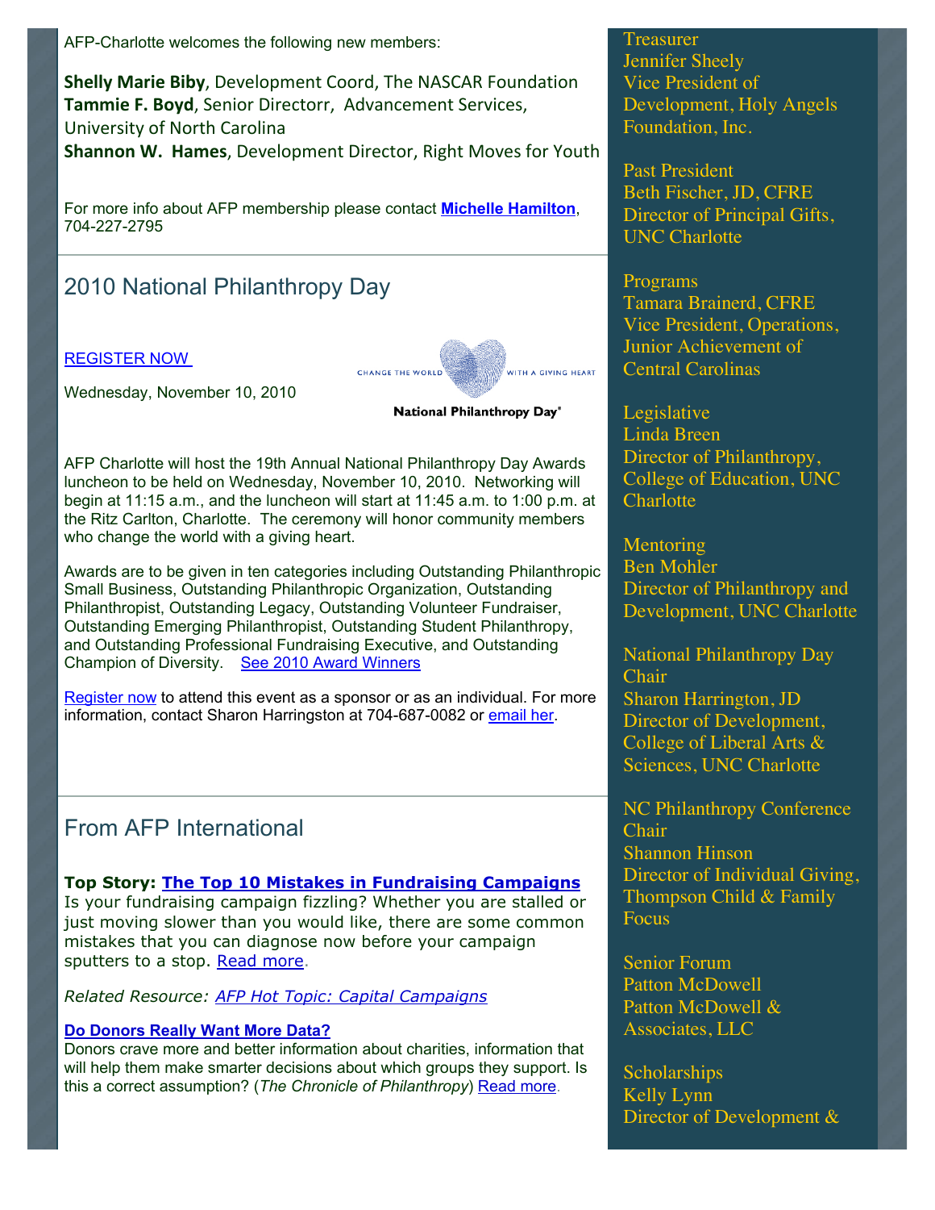AFP-Charlotte welcomes the following new members:

**Shelly Marie Biby**, Development Coord, The NASCAR Foundation
**Tammie F. Boyd**, Senior Directorr, Advancement Services, University of North Carolina
**Shannon W. Hames**, Development Director, Right Moves for Youth

For more info about AFP membership please contact **Michelle Hamilton**, 704-227-2795

## 2010 National Philanthropy Day

REGISTER NOW

Wednesday, November 10, 2010

CHANGE THE WORLD WITH A GIVING HEART

National Philanthropy Day®

AFP Charlotte will host the 19th Annual National Philanthropy Day Awards luncheon to be held on Wednesday, November 10, 2010. Networking will begin at 11:15 a.m., and the luncheon will start at 11:45 a.m. to 1:00 p.m. at the Ritz Carlton, Charlotte. The ceremony will honor community members who change the world with a giving heart.

Awards are to be given in ten categories including Outstanding Philanthropic Small Business, Outstanding Philanthropic Organization, Outstanding Philanthropist, Outstanding Legacy, Outstanding Volunteer Fundraiser, Outstanding Emerging Philanthropist, Outstanding Student Philanthropy, and Outstanding Professional Fundraising Executive, and Outstanding Champion of Diversity. See 2010 Award Winners

Register now to attend this event as a sponsor or as an individual. For more information, contact Sharon Harringston at 704-687-0082 or email her.

## From AFP International

**Top Story: The Top 10 Mistakes in Fundraising Campaigns**
Is your fundraising campaign fizzling? Whether you are stalled or just moving slower than you would like, there are some common mistakes that you can diagnose now before your campaign sputters to a stop. Read more.

*Related Resource: AFP Hot Topic: Capital Campaigns*

**Do Donors Really Want More Data?**
Donors crave more and better information about charities, information that will help them make smarter decisions about which groups they support. Is this a correct assumption? (*The Chronicle of Philanthropy*) Read more.

Treasurer
Jennifer Sheely
Vice President of Development, Holy Angels Foundation, Inc.

Past President
Beth Fischer, JD, CFRE
Director of Principal Gifts, UNC Charlotte

Programs
Tamara Brainerd, CFRE
Vice President, Operations, Junior Achievement of Central Carolinas

Legislative
Linda Breen
Director of Philanthropy, College of Education, UNC Charlotte

Mentoring
Ben Mohler
Director of Philanthropy and Development, UNC Charlotte

National Philanthropy Day Chair
Sharon Harrington, JD
Director of Development, College of Liberal Arts & Sciences, UNC Charlotte

NC Philanthropy Conference Chair
Shannon Hinson
Director of Individual Giving, Thompson Child & Family Focus

Senior Forum
Patton McDowell
Patton McDowell & Associates, LLC

Scholarships
Kelly Lynn
Director of Development &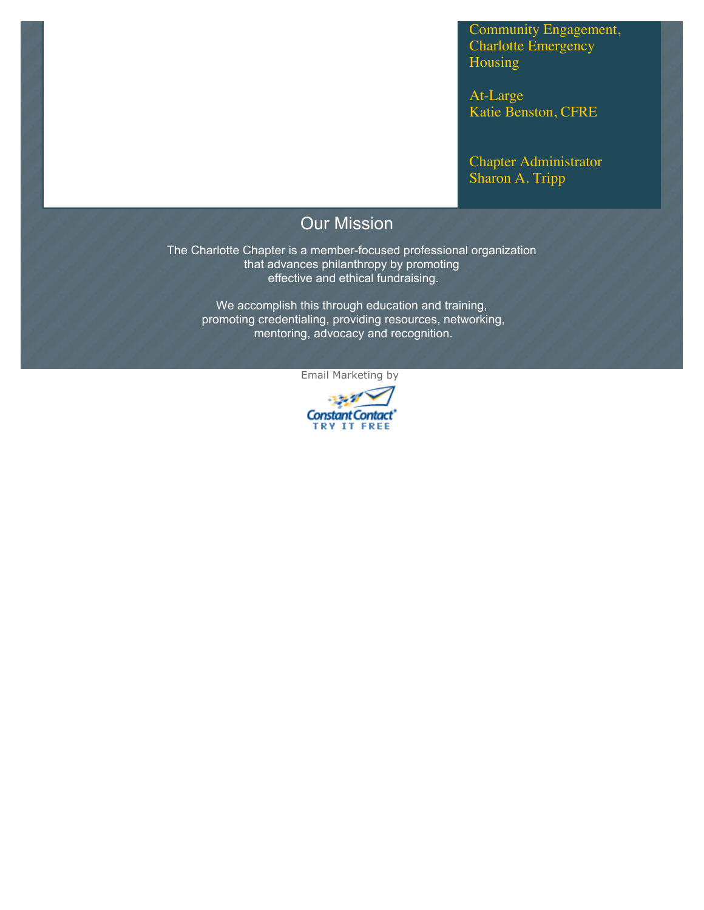Community Engagement,
Charlotte Emergency
Housing

At-Large
Katie Benston, CFRE

Chapter Administrator
Sharon A. Tripp

## Our Mission

The Charlotte Chapter is a member-focused professional organization that advances philanthropy by promoting effective and ethical fundraising.

We accomplish this through education and training, promoting credentialing, providing resources, networking, mentoring, advocacy and recognition.

Email Marketing by

Constant Contact
TRY IT FREE